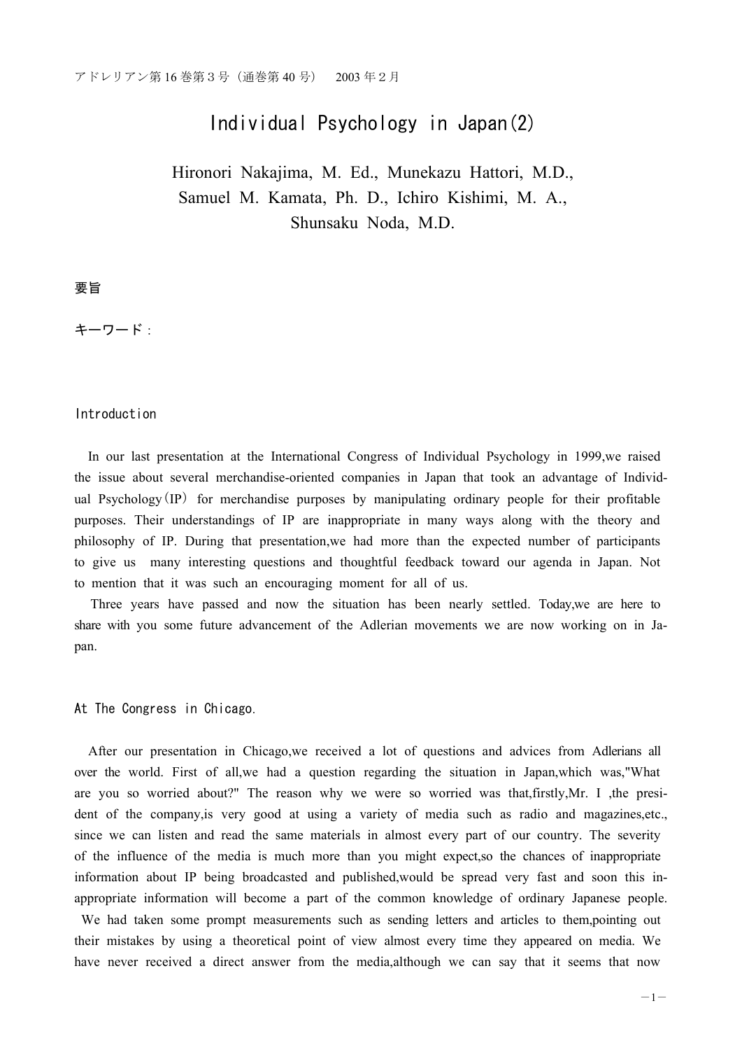アドレリアン第16巻第３号（通巻第40号） 2003年２月

# Individual Psychology in Japan(2)

Hironori Nakajima, M. Ed., Munekazu Hattori, M.D., Samuel M. Kamata, Ph. D., Ichiro Kishimi, M. A., Shunsaku Noda, M.D.

**要旨**

**キーワード**：

## Introduction

In our last presentation at the International Congress of Individual Psychology in 1999,we raised the issue about several merchandise-oriented companies in Japan that took an advantage of Individual Psychology（IP） for merchandise purposes by manipulating ordinary people for their profitable purposes. Their understandings of IP are inappropriate in many ways along with the theory and philosophy of IP. During that presentation,we had more than the expected number of participants to give us many interesting questions and thoughtful feedback toward our agenda in Japan. Not to mention that it was such an encouraging moment for all of us.

Three years have passed and now the situation has been nearly settled. Today,we are here to share with you some future advancement of the Adlerian movements we are now working on in Japan.

## At The Congress in Chicago.

After our presentation in Chicago,we received a lot of questions and advices from Adlerians all over the world. First of all,we had a question regarding the situation in Japan,which was,"What are you so worried about?" The reason why we were so worried was that,firstly,Mr. I ,the president of the company,is very good at using a variety of media such as radio and magazines,etc., since we can listen and read the same materials in almost every part of our country. The severity of the influence of the media is much more than you might expect,so the chances of inappropriate information about IP being broadcasted and published,would be spread very fast and soon this inappropriate information will become a part of the common knowledge of ordinary Japanese people. We had taken some prompt measurements such as sending letters and articles to them,pointing out their mistakes by using a theoretical point of view almost every time they appeared on media. We have never received a direct answer from the media,although we can say that it seems that now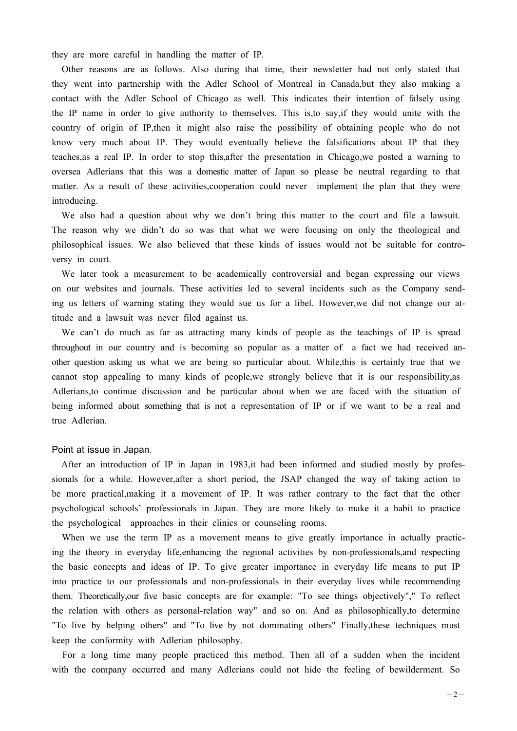they are more careful in handling the matter of IP.

Other reasons are as follows. Also during that time, their newsletter had not only stated that they went into partnership with the Adler School of Montreal in Canada,but they also making a contact with the Adler School of Chicago as well. This indicates their intention of falsely using the IP name in order to give authority to themselves. This is,to say,if they would unite with the country of origin of IP,then it might also raise the possibility of obtaining people who do not know very much about IP. They would eventually believe the falsifications about IP that they teaches,as a real IP. In order to stop this,after the presentation in Chicago,we posted a warning to oversea Adlerians that this was a domestic matter of Japan so please be neutral regarding to that matter. As a result of these activities,cooperation could never implement the plan that they were introducing.

We also had a question about why we don't bring this matter to the court and file a lawsuit. The reason why we didn't do so was that what we were focusing on only the theological and philosophical issues. We also believed that these kinds of issues would not be suitable for controversy in court.

We later took a measurement to be academically controversial and began expressing our views on our websites and journals. These activities led to several incidents such as the Company sending us letters of warning stating they would sue us for a libel. However,we did not change our attitude and a lawsuit was never filed against us.

We can't do much as far as attracting many kinds of people as the teachings of IP is spread throughout in our country and is becoming so popular as a matter of a fact we had received another question asking us what we are being so particular about. While,this is certainly true that we cannot stop appealing to many kinds of people,we strongly believe that it is our responsibility,as Adlerians,to continue discussion and be particular about when we are faced with the situation of being informed about something that is not a representation of IP or if we want to be a real and true Adlerian.

### Point at issue in Japan.

After an introduction of IP in Japan in 1983,it had been informed and studied mostly by professionals for a while. However,after a short period, the JSAP changed the way of taking action to be more practical,making it a movement of IP. It was rather contrary to the fact that the other psychological schools' professionals in Japan. They are more likely to make it a habit to practice the psychological approaches in their clinics or counseling rooms.

When we use the term IP as a movement means to give greatly importance in actually practicing the theory in everyday life,enhancing the regional activities by non-professionals,and respecting the basic concepts and ideas of IP. To give greater importance in everyday life means to put IP into practice to our professionals and non-professionals in their everyday lives while recommending them. Theoretically,our five basic concepts are for example: "To see things objectively"," To reflect the relation with others as personal-relation way" and so on. And as philosophically,to determine "To live by helping others" and "To live by not dominating others" Finally,these techniques must keep the conformity with Adlerian philosophy.

For a long time many people practiced this method. Then all of a sudden when the incident with the company occurred and many Adlerians could not hide the feeling of bewilderment. So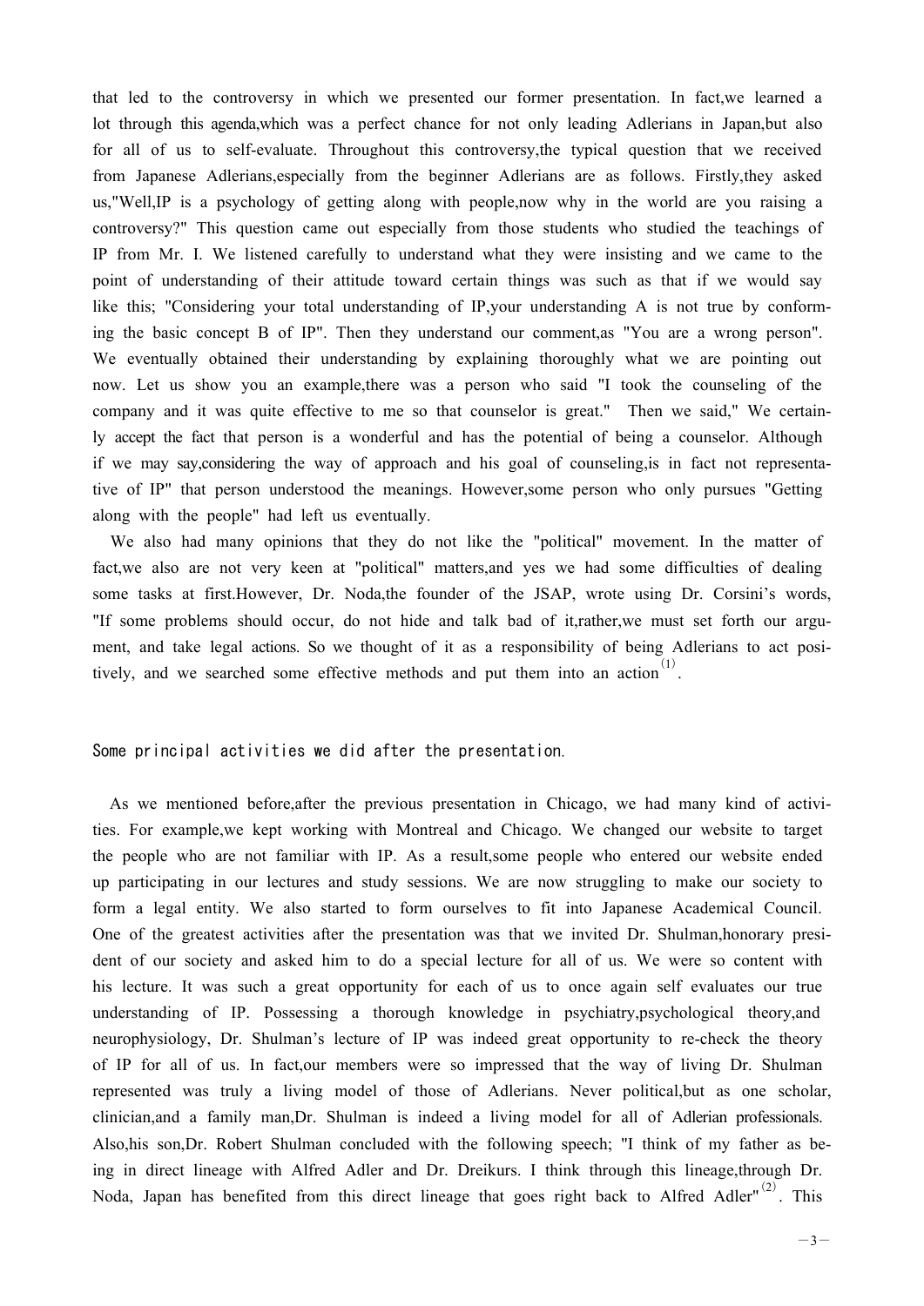that led to the controversy in which we presented our former presentation. In fact,we learned a lot through this agenda,which was a perfect chance for not only leading Adlerians in Japan,but also for all of us to self-evaluate. Throughout this controversy,the typical question that we received from Japanese Adlerians,especially from the beginner Adlerians are as follows. Firstly,they asked us,"Well,IP is a psychology of getting along with people,now why in the world are you raising a controversy?" This question came out especially from those students who studied the teachings of IP from Mr. I. We listened carefully to understand what they were insisting and we came to the point of understanding of their attitude toward certain things was such as that if we would say like this; "Considering your total understanding of IP,your understanding A is not true by conforming the basic concept B of IP". Then they understand our comment,as "You are a wrong person". We eventually obtained their understanding by explaining thoroughly what we are pointing out now. Let us show you an example,there was a person who said "I took the counseling of the company and it was quite effective to me so that counselor is great." Then we said," We certainly accept the fact that person is a wonderful and has the potential of being a counselor. Although if we may say,considering the way of approach and his goal of counseling,is in fact not representative of IP" that person understood the meanings. However,some person who only pursues "Getting along with the people" had left us eventually.

We also had many opinions that they do not like the "political" movement. In the matter of fact,we also are not very keen at "political" matters,and yes we had some difficulties of dealing some tasks at first.However, Dr. Noda,the founder of the JSAP, wrote using Dr. Corsini's words, "If some problems should occur, do not hide and talk bad of it,rather,we must set forth our argument, and take legal actions. So we thought of it as a responsibility of being Adlerians to act positively, and we searched some effective methods and put them into an action[(1)].

## Some principal activities we did after the presentation.

As we mentioned before,after the previous presentation in Chicago, we had many kind of activities. For example,we kept working with Montreal and Chicago. We changed our website to target the people who are not familiar with IP. As a result,some people who entered our website ended up participating in our lectures and study sessions. We are now struggling to make our society to form a legal entity. We also started to form ourselves to fit into Japanese Academical Council. One of the greatest activities after the presentation was that we invited Dr. Shulman,honorary president of our society and asked him to do a special lecture for all of us. We were so content with his lecture. It was such a great opportunity for each of us to once again self evaluates our true understanding of IP. Possessing a thorough knowledge in psychiatry,psychological theory,and neurophysiology, Dr. Shulman's lecture of IP was indeed great opportunity to re-check the theory of IP for all of us. In fact,our members were so impressed that the way of living Dr. Shulman represented was truly a living model of those of Adlerians. Never political,but as one scholar, clinician,and a family man,Dr. Shulman is indeed a living model for all of Adlerian professionals. Also,his son,Dr. Robert Shulman concluded with the following speech; "I think of my father as being in direct lineage with Alfred Adler and Dr. Dreikurs. I think through this lineage,through Dr. Noda, Japan has benefited from this direct lineage that goes right back to Alfred Adler"[(2)]. This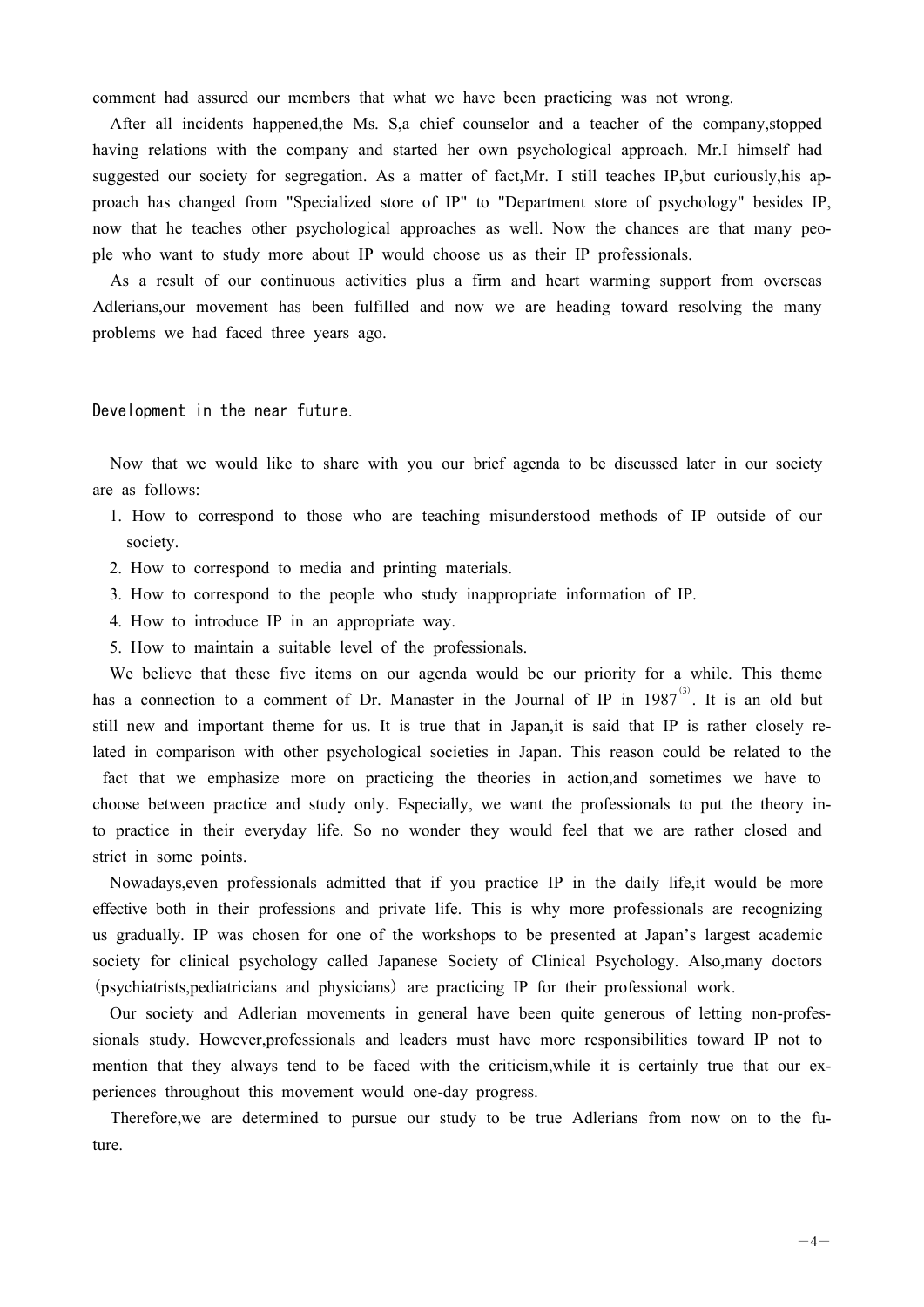comment had assured our members that what we have been practicing was not wrong.

After all incidents happened,the Ms. S,a chief counselor and a teacher of the company,stopped having relations with the company and started her own psychological approach. Mr.I himself had suggested our society for segregation. As a matter of fact,Mr. I still teaches IP,but curiously,his approach has changed from "Specialized store of IP" to "Department store of psychology" besides IP, now that he teaches other psychological approaches as well. Now the chances are that many people who want to study more about IP would choose us as their IP professionals.

As a result of our continuous activities plus a firm and heart warming support from overseas Adlerians,our movement has been fulfilled and now we are heading toward resolving the many problems we had faced three years ago.

## Development in the near future.

Now that we would like to share with you our brief agenda to be discussed later in our society are as follows:

1. How to correspond to those who are teaching misunderstood methods of IP outside of our society.
2. How to correspond to media and printing materials.
3. How to correspond to the people who study inappropriate information of IP.
4. How to introduce IP in an appropriate way.
5. How to maintain a suitable level of the professionals.

We believe that these five items on our agenda would be our priority for a while. This theme has a connection to a comment of Dr. Manaster in the Journal of IP in 1987[3]. It is an old but still new and important theme for us. It is true that in Japan,it is said that IP is rather closely related in comparison with other psychological societies in Japan. This reason could be related to the fact that we emphasize more on practicing the theories in action,and sometimes we have to choose between practice and study only. Especially, we want the professionals to put the theory into practice in their everyday life. So no wonder they would feel that we are rather closed and strict in some points.

Nowadays,even professionals admitted that if you practice IP in the daily life,it would be more effective both in their professions and private life. This is why more professionals are recognizing us gradually. IP was chosen for one of the workshops to be presented at Japan's largest academic society for clinical psychology called Japanese Society of Clinical Psychology. Also,many doctors (psychiatrists,pediatricians and physicians) are practicing IP for their professional work.

Our society and Adlerian movements in general have been quite generous of letting non-professionals study. However,professionals and leaders must have more responsibilities toward IP not to mention that they always tend to be faced with the criticism,while it is certainly true that our experiences throughout this movement would one-day progress.

Therefore,we are determined to pursue our study to be true Adlerians from now on to the future.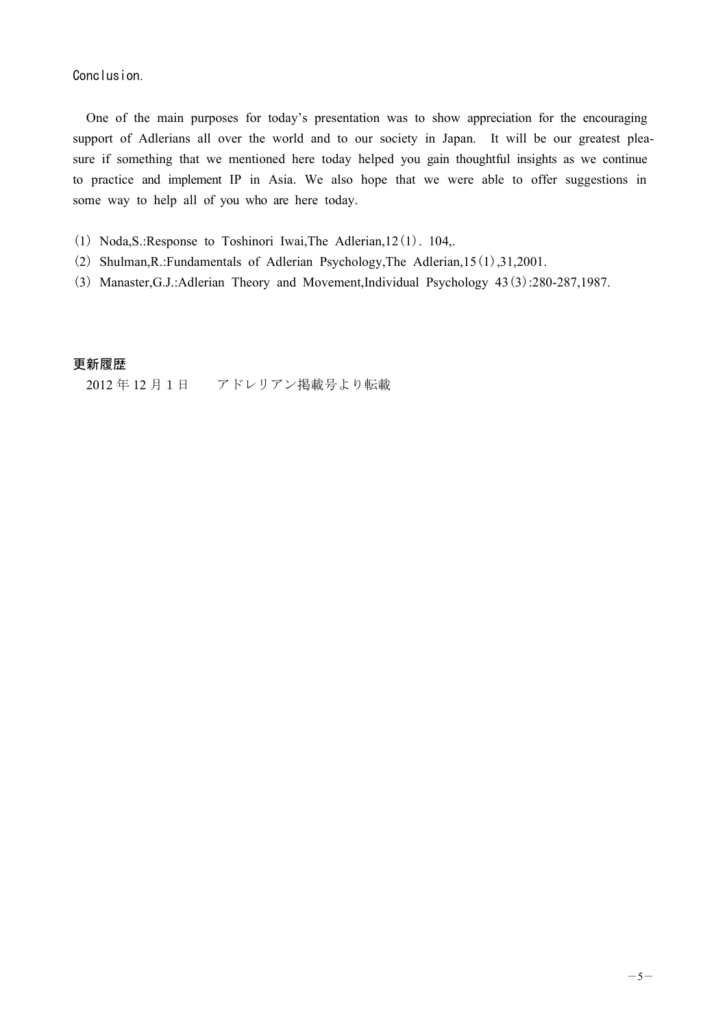## Conclusion.

One of the main purposes for today's presentation was to show appreciation for the encouraging support of Adlerians all over the world and to our society in Japan. It will be our greatest pleasure if something that we mentioned here today helped you gain thoughtful insights as we continue to practice and implement IP in Asia. We also hope that we were able to offer suggestions in some way to help all of you who are here today.

(1) Noda,S.:Response to Toshinori Iwai,The Adlerian,12(1). 104,.
(2) Shulman,R.:Fundamentals of Adlerian Psychology,The Adlerian,15(1),31,2001.
(3) Manaster,G.J.:Adlerian Theory and Movement,Individual Psychology 43(3):280-287,1987.

## 更新履歴

2012 年 12 月 1 日　　アドレリアン掲載号より転載